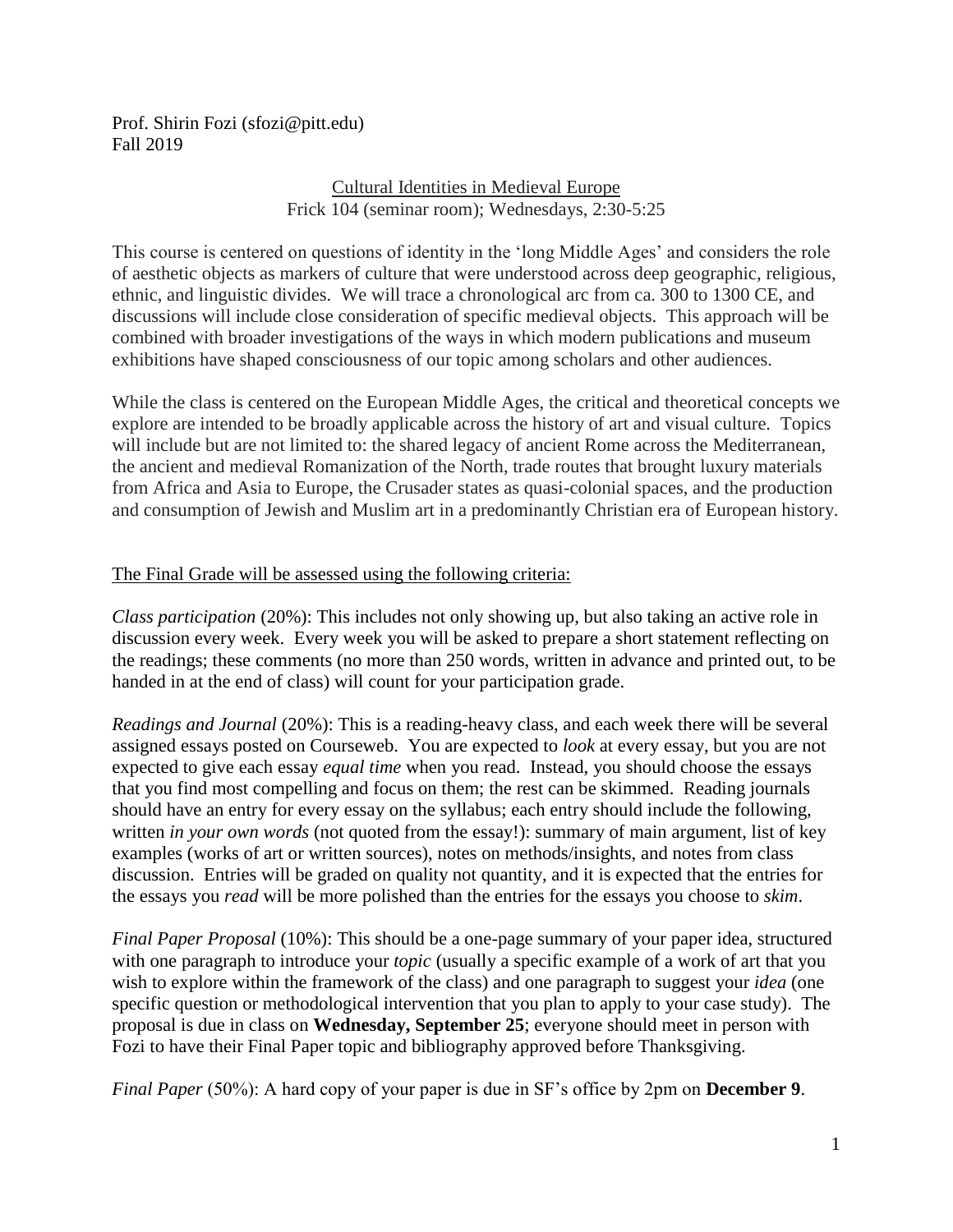Prof. Shirin Fozi (sfozi@pitt.edu)
Fall 2019

# Cultural Identities in Medieval Europe

Frick 104 (seminar room); Wednesdays, 2:30-5:25

This course is centered on questions of identity in the 'long Middle Ages' and considers the role of aesthetic objects as markers of culture that were understood across deep geographic, religious, ethnic, and linguistic divides. We will trace a chronological arc from ca. 300 to 1300 CE, and discussions will include close consideration of specific medieval objects. This approach will be combined with broader investigations of the ways in which modern publications and museum exhibitions have shaped consciousness of our topic among scholars and other audiences.

While the class is centered on the European Middle Ages, the critical and theoretical concepts we explore are intended to be broadly applicable across the history of art and visual culture. Topics will include but are not limited to: the shared legacy of ancient Rome across the Mediterranean, the ancient and medieval Romanization of the North, trade routes that brought luxury materials from Africa and Asia to Europe, the Crusader states as quasi-colonial spaces, and the production and consumption of Jewish and Muslim art in a predominantly Christian era of European history.

## The Final Grade will be assessed using the following criteria:

*Class participation* (20%): This includes not only showing up, but also taking an active role in discussion every week. Every week you will be asked to prepare a short statement reflecting on the readings; these comments (no more than 250 words, written in advance and printed out, to be handed in at the end of class) will count for your participation grade.

*Readings and Journal* (20%): This is a reading-heavy class, and each week there will be several assigned essays posted on Courseweb. You are expected to *look* at every essay, but you are not expected to give each essay *equal time* when you read. Instead, you should choose the essays that you find most compelling and focus on them; the rest can be skimmed. Reading journals should have an entry for every essay on the syllabus; each entry should include the following, written *in your own words* (not quoted from the essay!): summary of main argument, list of key examples (works of art or written sources), notes on methods/insights, and notes from class discussion. Entries will be graded on quality not quantity, and it is expected that the entries for the essays you *read* will be more polished than the entries for the essays you choose to *skim*.

*Final Paper Proposal* (10%): This should be a one-page summary of your paper idea, structured with one paragraph to introduce your *topic* (usually a specific example of a work of art that you wish to explore within the framework of the class) and one paragraph to suggest your *idea* (one specific question or methodological intervention that you plan to apply to your case study). The proposal is due in class on **Wednesday, September 25**; everyone should meet in person with Fozi to have their Final Paper topic and bibliography approved before Thanksgiving.

*Final Paper* (50%): A hard copy of your paper is due in SF's office by 2pm on **December 9**.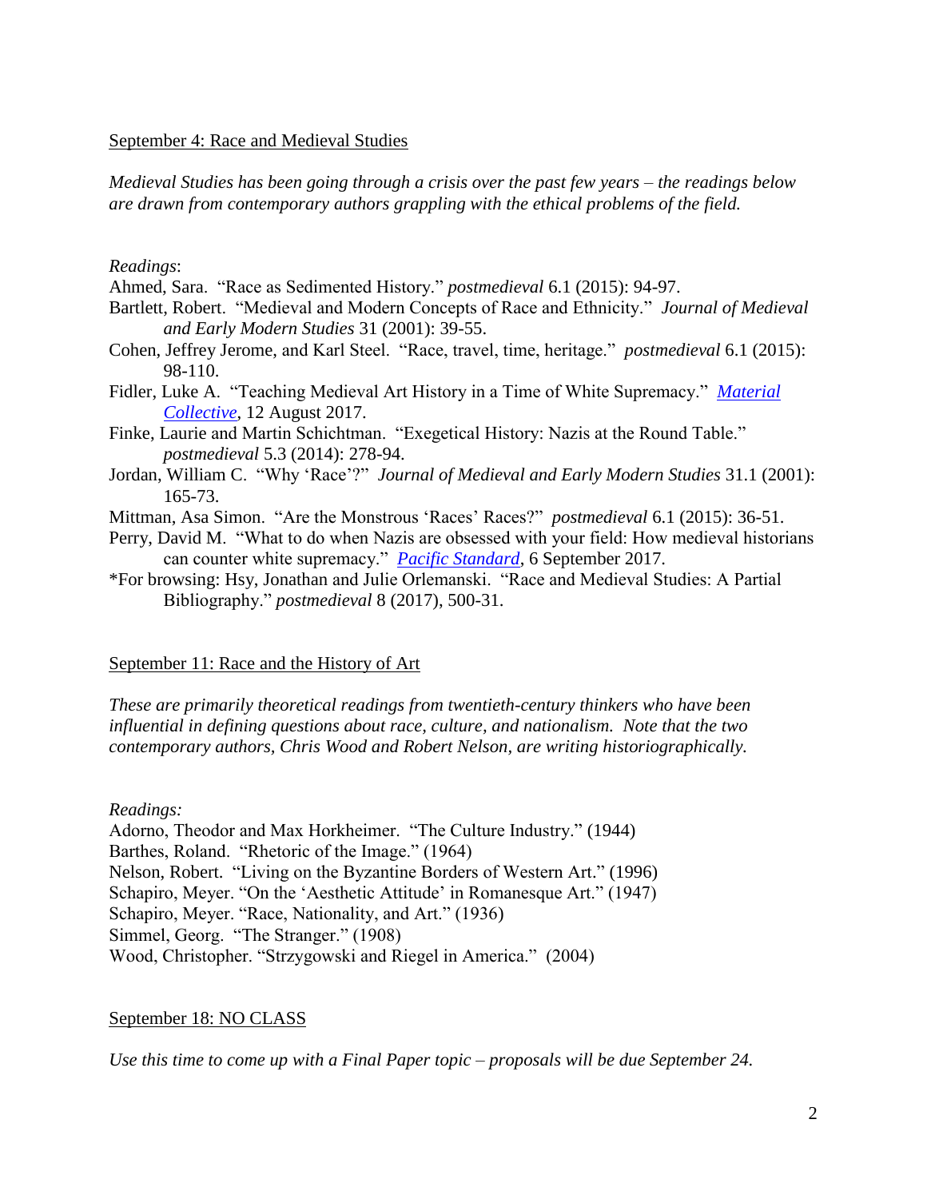## September 4: Race and Medieval Studies

*Medieval Studies has been going through a crisis over the past few years – the readings below are drawn from contemporary authors grappling with the ethical problems of the field.*

*Readings*:

Ahmed, Sara. "Race as Sedimented History." *postmedieval* 6.1 (2015): 94-97.

Bartlett, Robert. "Medieval and Modern Concepts of Race and Ethnicity." *Journal of Medieval and Early Modern Studies* 31 (2001): 39-55.

Cohen, Jeffrey Jerome, and Karl Steel. "Race, travel, time, heritage." *postmedieval* 6.1 (2015): 98-110.

Fidler, Luke A. "Teaching Medieval Art History in a Time of White Supremacy." *Material Collective*, 12 August 2017.

Finke, Laurie and Martin Schichtman. "Exegetical History: Nazis at the Round Table." *postmedieval* 5.3 (2014): 278-94.

Jordan, William C. "Why 'Race'?" *Journal of Medieval and Early Modern Studies* 31.1 (2001): 165-73.

Mittman, Asa Simon. "Are the Monstrous 'Races' Races?" *postmedieval* 6.1 (2015): 36-51.

Perry, David M. "What to do when Nazis are obsessed with your field: How medieval historians can counter white supremacy." *Pacific Standard*, 6 September 2017.

*For browsing: Hsy, Jonathan and Julie Orlemanski. "Race and Medieval Studies: A Partial Bibliography." *postmedieval* 8 (2017), 500-31.

## September 11: Race and the History of Art

*These are primarily theoretical readings from twentieth-century thinkers who have been influential in defining questions about race, culture, and nationalism. Note that the two contemporary authors, Chris Wood and Robert Nelson, are writing historiographically.*

*Readings:*

Adorno, Theodor and Max Horkheimer. "The Culture Industry." (1944)

Barthes, Roland. "Rhetoric of the Image." (1964)

Nelson, Robert. "Living on the Byzantine Borders of Western Art." (1996)

Schapiro, Meyer. "On the 'Aesthetic Attitude' in Romanesque Art." (1947)

Schapiro, Meyer. "Race, Nationality, and Art." (1936)

Simmel, Georg. "The Stranger." (1908)

Wood, Christopher. "Strzygowski and Riegel in America." (2004)

## September 18: NO CLASS

*Use this time to come up with a Final Paper topic – proposals will be due September 24.*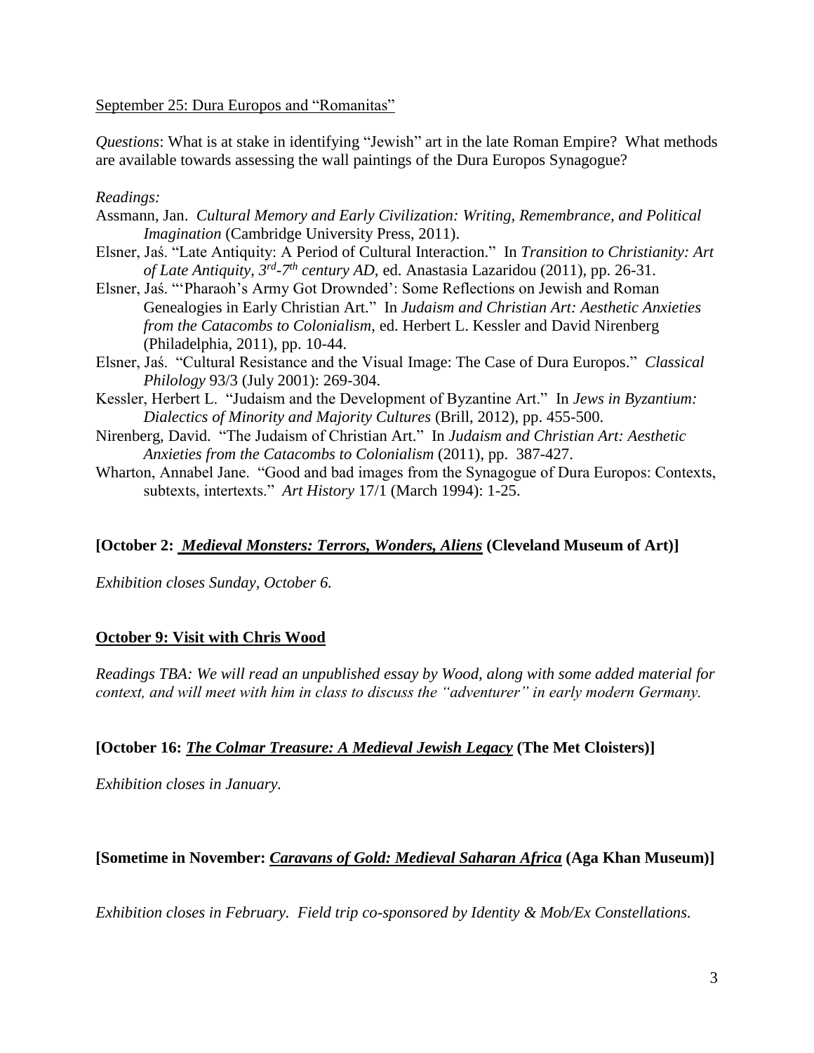<u>September 25: Dura Europos and "Romanitas"</u>

*Questions*: What is at stake in identifying "Jewish" art in the late Roman Empire? What methods are available towards assessing the wall paintings of the Dura Europos Synagogue?

*Readings:*

Assmann, Jan. *Cultural Memory and Early Civilization: Writing, Remembrance, and Political Imagination* (Cambridge University Press, 2011).

Elsner, Jaś. "Late Antiquity: A Period of Cultural Interaction." In *Transition to Christianity: Art of Late Antiquity, 3rd-7th century AD*, ed. Anastasia Lazaridou (2011), pp. 26-31.

Elsner, Jaś. "'Pharaoh's Army Got Drownded': Some Reflections on Jewish and Roman Genealogies in Early Christian Art." In *Judaism and Christian Art: Aesthetic Anxieties from the Catacombs to Colonialism*, ed. Herbert L. Kessler and David Nirenberg (Philadelphia, 2011), pp. 10-44.

Elsner, Jaś. "Cultural Resistance and the Visual Image: The Case of Dura Europos." *Classical Philology* 93/3 (July 2001): 269-304.

Kessler, Herbert L. "Judaism and the Development of Byzantine Art." In *Jews in Byzantium: Dialectics of Minority and Majority Cultures* (Brill, 2012), pp. 455-500.

Nirenberg, David. "The Judaism of Christian Art." In *Judaism and Christian Art: Aesthetic Anxieties from the Catacombs to Colonialism* (2011), pp. 387-427.

Wharton, Annabel Jane. "Good and bad images from the Synagogue of Dura Europos: Contexts, subtexts, intertexts." *Art History* 17/1 (March 1994): 1-25.

**[October 2: *<u>Medieval Monsters: Terrors, Wonders, Aliens</u>* (Cleveland Museum of Art)]**

*Exhibition closes Sunday, October 6.*

**<u>October 9: Visit with Chris Wood</u>**

*Readings TBA: We will read an unpublished essay by Wood, along with some added material for context, and will meet with him in class to discuss the "adventurer" in early modern Germany.*

**[October 16: *<u>The Colmar Treasure: A Medieval Jewish Legacy</u>* (The Met Cloisters)]**

*Exhibition closes in January.*

**[Sometime in November: *<u>Caravans of Gold: Medieval Saharan Africa</u>* (Aga Khan Museum)]**

*Exhibition closes in February. Field trip co-sponsored by Identity & Mob/Ex Constellations.*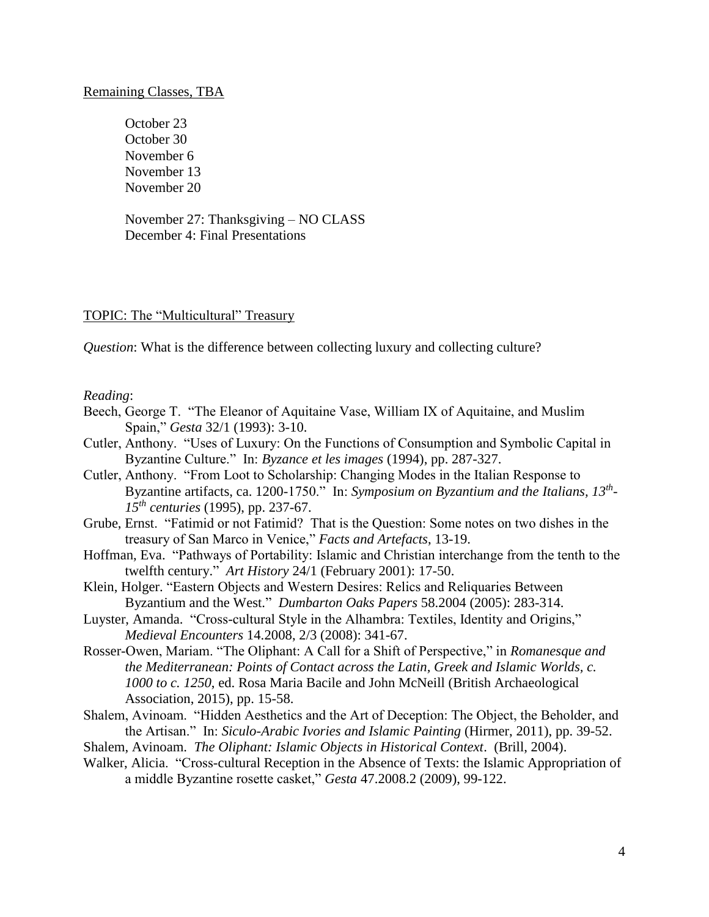Remaining Classes, TBA

October 23
October 30
November 6
November 13
November 20

November 27: Thanksgiving – NO CLASS
December 4: Final Presentations

TOPIC: The "Multicultural" Treasury

*Question*: What is the difference between collecting luxury and collecting culture?

*Reading*:

Beech, George T. "The Eleanor of Aquitaine Vase, William IX of Aquitaine, and Muslim Spain," *Gesta* 32/1 (1993): 3-10.

Cutler, Anthony. "Uses of Luxury: On the Functions of Consumption and Symbolic Capital in Byzantine Culture." In: *Byzance et les images* (1994), pp. 287-327.

Cutler, Anthony. "From Loot to Scholarship: Changing Modes in the Italian Response to Byzantine artifacts, ca. 1200-1750." In: *Symposium on Byzantium and the Italians, 13th-15th centuries* (1995), pp. 237-67.

Grube, Ernst. "Fatimid or not Fatimid? That is the Question: Some notes on two dishes in the treasury of San Marco in Venice," *Facts and Artefacts*, 13-19.

Hoffman, Eva. "Pathways of Portability: Islamic and Christian interchange from the tenth to the twelfth century." *Art History* 24/1 (February 2001): 17-50.

Klein, Holger. "Eastern Objects and Western Desires: Relics and Reliquaries Between Byzantium and the West." *Dumbarton Oaks Papers* 58.2004 (2005): 283-314.

Luyster, Amanda. "Cross-cultural Style in the Alhambra: Textiles, Identity and Origins," *Medieval Encounters* 14.2008, 2/3 (2008): 341-67.

Rosser-Owen, Mariam. "The Oliphant: A Call for a Shift of Perspective," in *Romanesque and the Mediterranean: Points of Contact across the Latin, Greek and Islamic Worlds, c. 1000 to c. 1250*, ed. Rosa Maria Bacile and John McNeill (British Archaeological Association, 2015), pp. 15-58.

Shalem, Avinoam. "Hidden Aesthetics and the Art of Deception: The Object, the Beholder, and the Artisan." In: *Siculo-Arabic Ivories and Islamic Painting* (Hirmer, 2011), pp. 39-52.

Shalem, Avinoam. *The Oliphant: Islamic Objects in Historical Context*. (Brill, 2004).

Walker, Alicia. "Cross-cultural Reception in the Absence of Texts: the Islamic Appropriation of a middle Byzantine rosette casket," *Gesta* 47.2008.2 (2009), 99-122.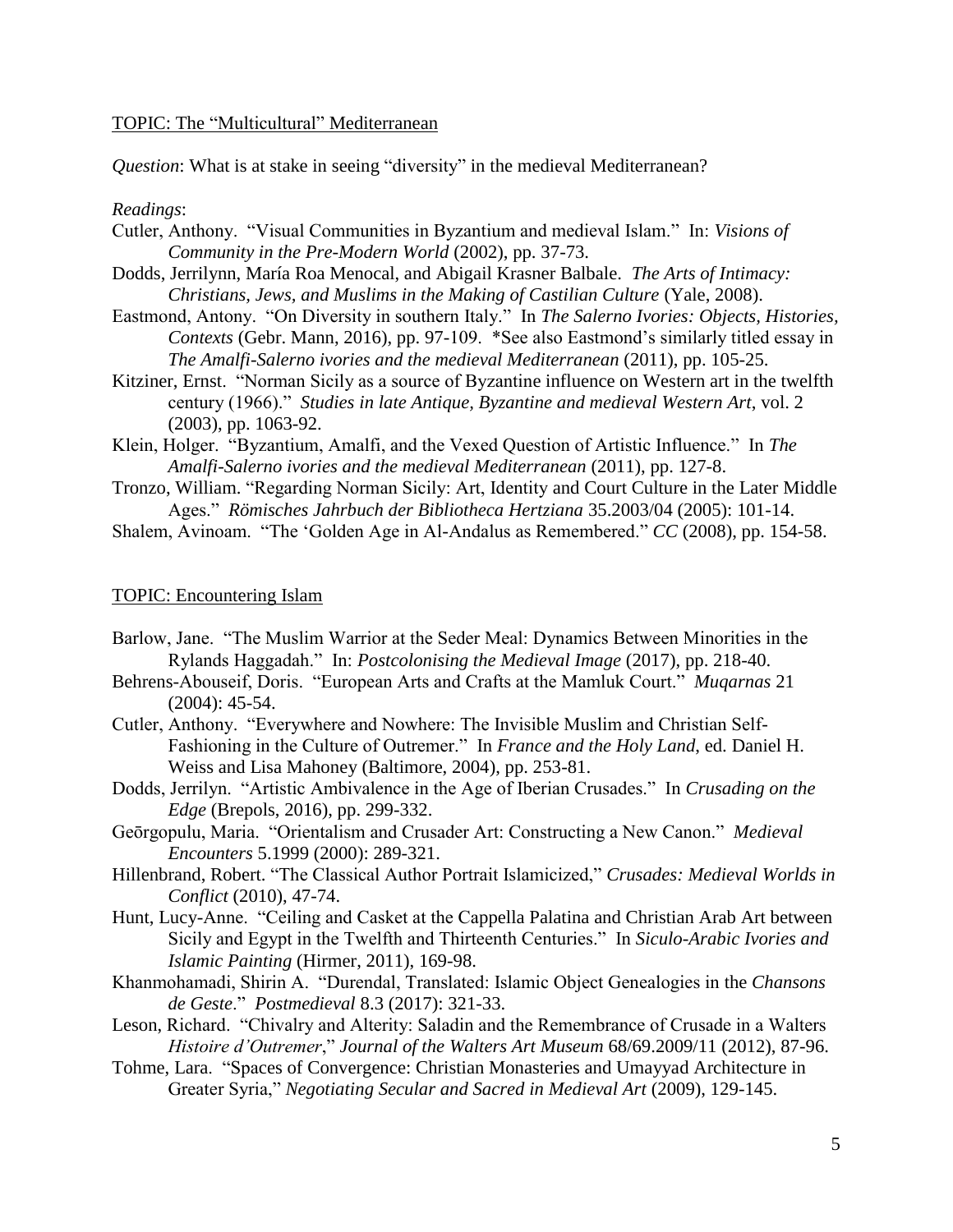TOPIC: The “Multicultural” Mediterranean

*Question*: What is at stake in seeing “diversity” in the medieval Mediterranean?

*Readings*:

Cutler, Anthony. “Visual Communities in Byzantium and medieval Islam.” In: *Visions of Community in the Pre-Modern World* (2002), pp. 37-73.

Dodds, Jerrilynn, María Roa Menocal, and Abigail Krasner Balbale. *The Arts of Intimacy: Christians, Jews, and Muslims in the Making of Castilian Culture* (Yale, 2008).

Eastmond, Antony. “On Diversity in southern Italy.” In *The Salerno Ivories: Objects, Histories, Contexts* (Gebr. Mann, 2016), pp. 97-109. *See also Eastmond’s similarly titled essay in *The Amalfi-Salerno ivories and the medieval Mediterranean* (2011), pp. 105-25.

Kitziner, Ernst. “Norman Sicily as a source of Byzantine influence on Western art in the twelfth century (1966).” *Studies in late Antique, Byzantine and medieval Western Art*, vol. 2 (2003), pp. 1063-92.

Klein, Holger. “Byzantium, Amalfi, and the Vexed Question of Artistic Influence.” In *The Amalfi-Salerno ivories and the medieval Mediterranean* (2011), pp. 127-8.

Tronzo, William. “Regarding Norman Sicily: Art, Identity and Court Culture in the Later Middle Ages.” *Römisches Jahrbuch der Bibliotheca Hertziana* 35.2003/04 (2005): 101-14.

Shalem, Avinoam. “The ‘Golden Age in Al-Andalus as Remembered.” *CC* (2008), pp. 154-58.

TOPIC: Encountering Islam

Barlow, Jane. “The Muslim Warrior at the Seder Meal: Dynamics Between Minorities in the Rylands Haggadah.” In: *Postcolonising the Medieval Image* (2017), pp. 218-40.

Behrens-Abouseif, Doris. “European Arts and Crafts at the Mamluk Court.” *Muqarnas* 21 (2004): 45-54.

Cutler, Anthony. “Everywhere and Nowhere: The Invisible Muslim and Christian Self-Fashioning in the Culture of Outremer.” In *France and the Holy Land*, ed. Daniel H. Weiss and Lisa Mahoney (Baltimore, 2004), pp. 253-81.

Dodds, Jerrilyn. “Artistic Ambivalence in the Age of Iberian Crusades.” In *Crusading on the Edge* (Brepols, 2016), pp. 299-332.

Geōrgopulu, Maria. “Orientalism and Crusader Art: Constructing a New Canon.” *Medieval Encounters* 5.1999 (2000): 289-321.

Hillenbrand, Robert. “The Classical Author Portrait Islamicized,” *Crusades: Medieval Worlds in Conflict* (2010), 47-74.

Hunt, Lucy-Anne. “Ceiling and Casket at the Cappella Palatina and Christian Arab Art between Sicily and Egypt in the Twelfth and Thirteenth Centuries.” In *Siculo-Arabic Ivories and Islamic Painting* (Hirmer, 2011), 169-98.

Khanmohamadi, Shirin A. “Durendal, Translated: Islamic Object Genealogies in the *Chansons de Geste*.” *Postmedieval* 8.3 (2017): 321-33.

Leson, Richard. “Chivalry and Alterity: Saladin and the Remembrance of Crusade in a Walters *Histoire d’Outremer*,” *Journal of the Walters Art Museum* 68/69.2009/11 (2012), 87-96.

Tohme, Lara. “Spaces of Convergence: Christian Monasteries and Umayyad Architecture in Greater Syria,” *Negotiating Secular and Sacred in Medieval Art* (2009), 129-145.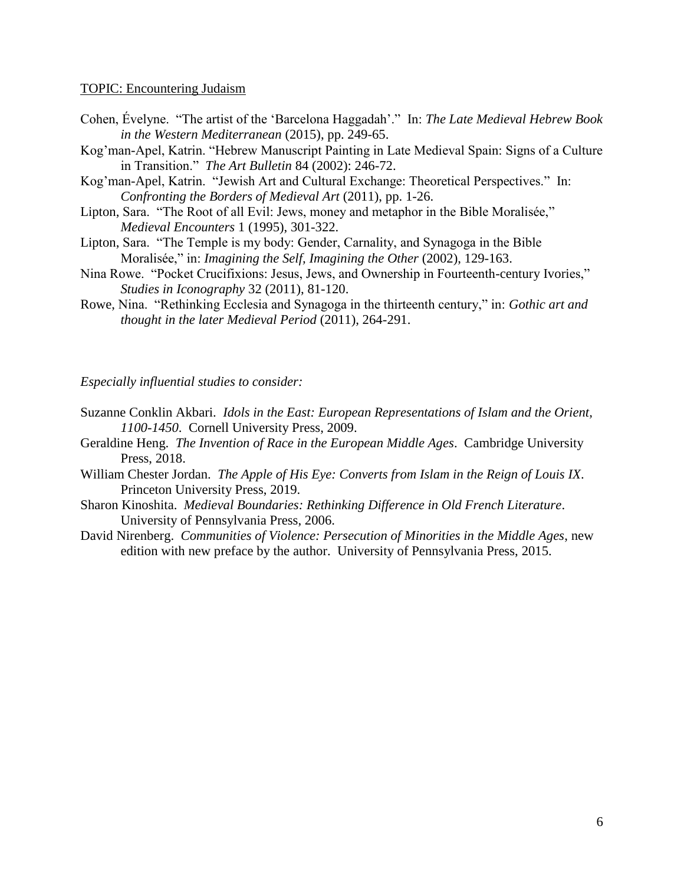TOPIC: Encountering Judaism

Cohen, Évelyne. "The artist of the 'Barcelona Haggadah'." In: *The Late Medieval Hebrew Book in the Western Mediterranean* (2015), pp. 249-65.

Kog'man-Apel, Katrin. "Hebrew Manuscript Painting in Late Medieval Spain: Signs of a Culture in Transition." *The Art Bulletin* 84 (2002): 246-72.

Kog'man-Apel, Katrin. "Jewish Art and Cultural Exchange: Theoretical Perspectives." In: *Confronting the Borders of Medieval Art* (2011), pp. 1-26.

Lipton, Sara. "The Root of all Evil: Jews, money and metaphor in the Bible Moralisée," *Medieval Encounters* 1 (1995), 301-322.

Lipton, Sara. "The Temple is my body: Gender, Carnality, and Synagoga in the Bible Moralisée," in: *Imagining the Self, Imagining the Other* (2002), 129-163.

Nina Rowe. "Pocket Crucifixions: Jesus, Jews, and Ownership in Fourteenth-century Ivories," *Studies in Iconography* 32 (2011), 81-120.

Rowe, Nina. "Rethinking Ecclesia and Synagoga in the thirteenth century," in: *Gothic art and thought in the later Medieval Period* (2011), 264-291.

*Especially influential studies to consider:*

Suzanne Conklin Akbari. *Idols in the East: European Representations of Islam and the Orient, 1100-1450*. Cornell University Press, 2009.

Geraldine Heng. *The Invention of Race in the European Middle Ages*. Cambridge University Press, 2018.

William Chester Jordan. *The Apple of His Eye: Converts from Islam in the Reign of Louis IX*. Princeton University Press, 2019.

Sharon Kinoshita. *Medieval Boundaries: Rethinking Difference in Old French Literature*. University of Pennsylvania Press, 2006.

David Nirenberg. *Communities of Violence: Persecution of Minorities in the Middle Ages*, new edition with new preface by the author. University of Pennsylvania Press, 2015.